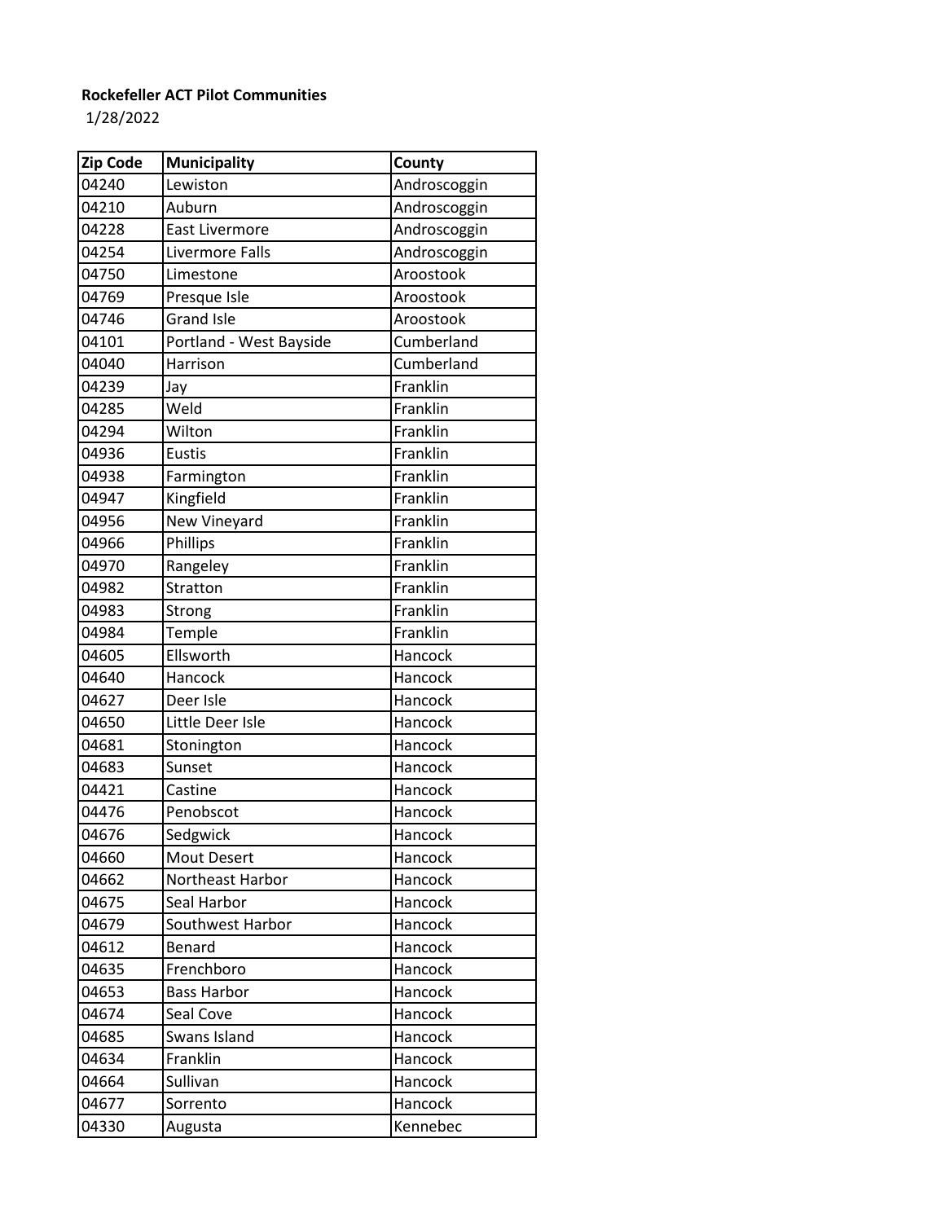**Rockefeller ACT Pilot Communities**

1/28/2022

| Zip Code | Municipality | County |
|---|---|---|
| 04240 | Lewiston | Androscoggin |
| 04210 | Auburn | Androscoggin |
| 04228 | East Livermore | Androscoggin |
| 04254 | Livermore Falls | Androscoggin |
| 04750 | Limestone | Aroostook |
| 04769 | Presque Isle | Aroostook |
| 04746 | Grand Isle | Aroostook |
| 04101 | Portland - West Bayside | Cumberland |
| 04040 | Harrison | Cumberland |
| 04239 | Jay | Franklin |
| 04285 | Weld | Franklin |
| 04294 | Wilton | Franklin |
| 04936 | Eustis | Franklin |
| 04938 | Farmington | Franklin |
| 04947 | Kingfield | Franklin |
| 04956 | New Vineyard | Franklin |
| 04966 | Phillips | Franklin |
| 04970 | Rangeley | Franklin |
| 04982 | Stratton | Franklin |
| 04983 | Strong | Franklin |
| 04984 | Temple | Franklin |
| 04605 | Ellsworth | Hancock |
| 04640 | Hancock | Hancock |
| 04627 | Deer Isle | Hancock |
| 04650 | Little Deer Isle | Hancock |
| 04681 | Stonington | Hancock |
| 04683 | Sunset | Hancock |
| 04421 | Castine | Hancock |
| 04476 | Penobscot | Hancock |
| 04676 | Sedgwick | Hancock |
| 04660 | Mout Desert | Hancock |
| 04662 | Northeast Harbor | Hancock |
| 04675 | Seal Harbor | Hancock |
| 04679 | Southwest Harbor | Hancock |
| 04612 | Benard | Hancock |
| 04635 | Frenchboro | Hancock |
| 04653 | Bass Harbor | Hancock |
| 04674 | Seal Cove | Hancock |
| 04685 | Swans Island | Hancock |
| 04634 | Franklin | Hancock |
| 04664 | Sullivan | Hancock |
| 04677 | Sorrento | Hancock |
| 04330 | Augusta | Kennebec |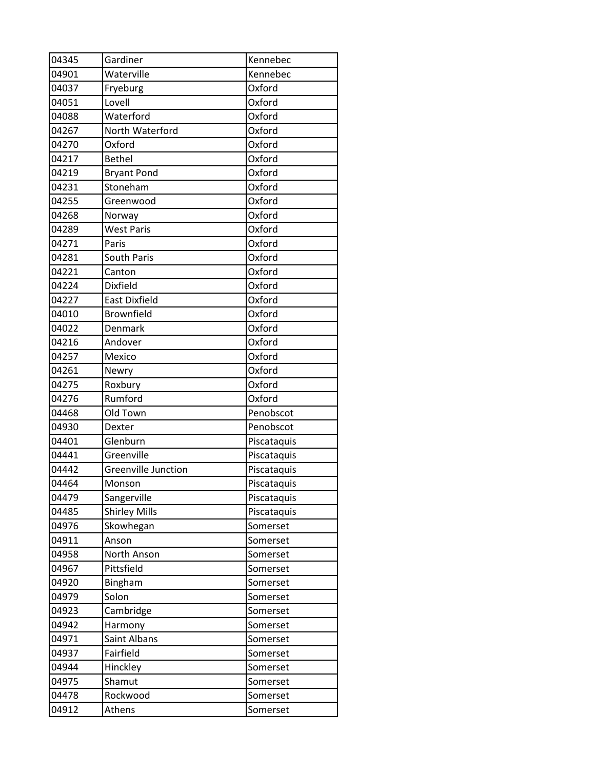| 04345 | Gardiner | Kennebec |
|---|---|---|
| 04901 | Waterville | Kennebec |
| 04037 | Fryeburg | Oxford |
| 04051 | Lovell | Oxford |
| 04088 | Waterford | Oxford |
| 04267 | North Waterford | Oxford |
| 04270 | Oxford | Oxford |
| 04217 | Bethel | Oxford |
| 04219 | Bryant Pond | Oxford |
| 04231 | Stoneham | Oxford |
| 04255 | Greenwood | Oxford |
| 04268 | Norway | Oxford |
| 04289 | West Paris | Oxford |
| 04271 | Paris | Oxford |
| 04281 | South Paris | Oxford |
| 04221 | Canton | Oxford |
| 04224 | Dixfield | Oxford |
| 04227 | East Dixfield | Oxford |
| 04010 | Brownfield | Oxford |
| 04022 | Denmark | Oxford |
| 04216 | Andover | Oxford |
| 04257 | Mexico | Oxford |
| 04261 | Newry | Oxford |
| 04275 | Roxbury | Oxford |
| 04276 | Rumford | Oxford |
| 04468 | Old Town | Penobscot |
| 04930 | Dexter | Penobscot |
| 04401 | Glenburn | Piscataquis |
| 04441 | Greenville | Piscataquis |
| 04442 | Greenville Junction | Piscataquis |
| 04464 | Monson | Piscataquis |
| 04479 | Sangerville | Piscataquis |
| 04485 | Shirley Mills | Piscataquis |
| 04976 | Skowhegan | Somerset |
| 04911 | Anson | Somerset |
| 04958 | North Anson | Somerset |
| 04967 | Pittsfield | Somerset |
| 04920 | Bingham | Somerset |
| 04979 | Solon | Somerset |
| 04923 | Cambridge | Somerset |
| 04942 | Harmony | Somerset |
| 04971 | Saint Albans | Somerset |
| 04937 | Fairfield | Somerset |
| 04944 | Hinckley | Somerset |
| 04975 | Shamut | Somerset |
| 04478 | Rockwood | Somerset |
| 04912 | Athens | Somerset |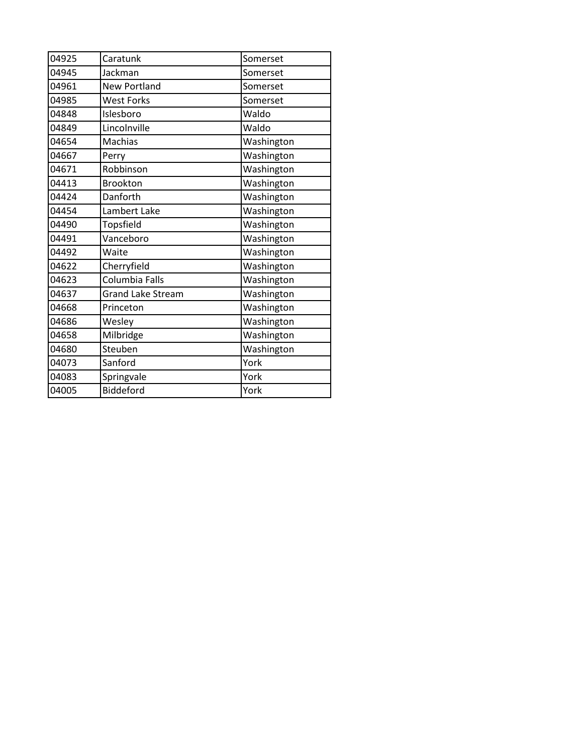| | | |
|---|---|---|
| 04925 | Caratunk | Somerset |
| 04945 | Jackman | Somerset |
| 04961 | New Portland | Somerset |
| 04985 | West Forks | Somerset |
| 04848 | Islesboro | Waldo |
| 04849 | Lincolnville | Waldo |
| 04654 | Machias | Washington |
| 04667 | Perry | Washington |
| 04671 | Robbinson | Washington |
| 04413 | Brookton | Washington |
| 04424 | Danforth | Washington |
| 04454 | Lambert Lake | Washington |
| 04490 | Topsfield | Washington |
| 04491 | Vanceboro | Washington |
| 04492 | Waite | Washington |
| 04622 | Cherryfield | Washington |
| 04623 | Columbia Falls | Washington |
| 04637 | Grand Lake Stream | Washington |
| 04668 | Princeton | Washington |
| 04686 | Wesley | Washington |
| 04658 | Milbridge | Washington |
| 04680 | Steuben | Washington |
| 04073 | Sanford | York |
| 04083 | Springvale | York |
| 04005 | Biddeford | York |